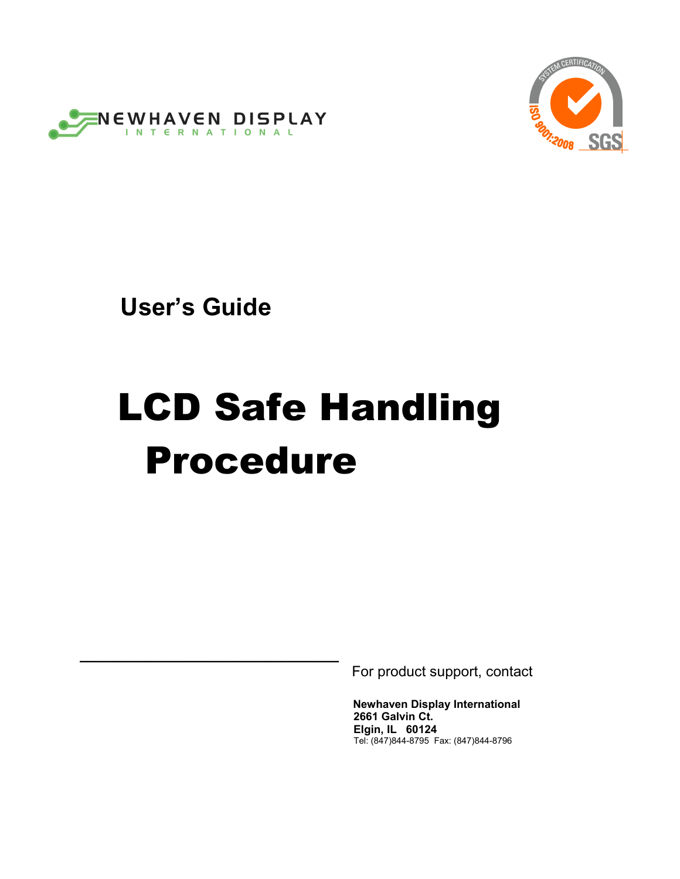NEWHAVEN DISPLAY
INTERNATIONAL

## User's Guide

# LCD Safe Handling Procedure

For product support, contact

**Newhaven Display International**
**2661 Galvin Ct.**
**Elgin, IL 60124**
Tel: (847)844-8795 Fax: (847)844-8796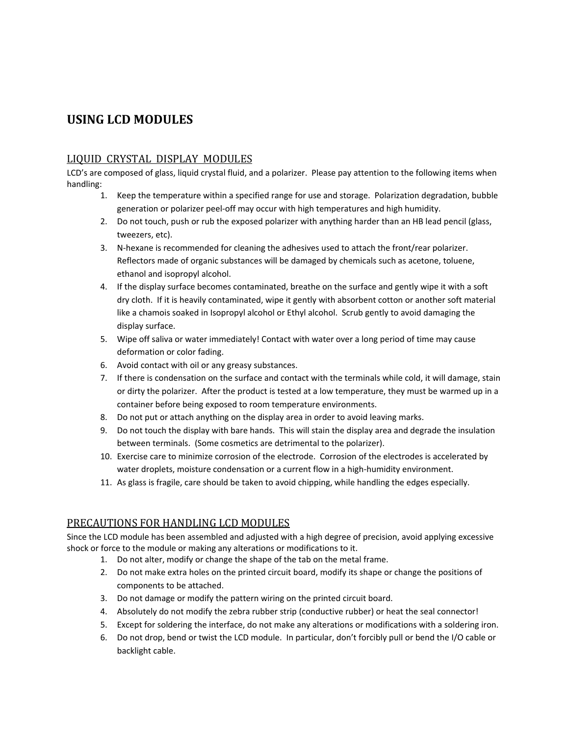# USING LCD MODULES

## LIQUID CRYSTAL DISPLAY MODULES

LCD's are composed of glass, liquid crystal fluid, and a polarizer. Please pay attention to the following items when handling:

1. Keep the temperature within a specified range for use and storage. Polarization degradation, bubble generation or polarizer peel-off may occur with high temperatures and high humidity.
2. Do not touch, push or rub the exposed polarizer with anything harder than an HB lead pencil (glass, tweezers, etc).
3. N-hexane is recommended for cleaning the adhesives used to attach the front/rear polarizer. Reflectors made of organic substances will be damaged by chemicals such as acetone, toluene, ethanol and isopropyl alcohol.
4. If the display surface becomes contaminated, breathe on the surface and gently wipe it with a soft dry cloth. If it is heavily contaminated, wipe it gently with absorbent cotton or another soft material like a chamois soaked in Isopropyl alcohol or Ethyl alcohol. Scrub gently to avoid damaging the display surface.
5. Wipe off saliva or water immediately! Contact with water over a long period of time may cause deformation or color fading.
6. Avoid contact with oil or any greasy substances.
7. If there is condensation on the surface and contact with the terminals while cold, it will damage, stain or dirty the polarizer. After the product is tested at a low temperature, they must be warmed up in a container before being exposed to room temperature environments.
8. Do not put or attach anything on the display area in order to avoid leaving marks.
9. Do not touch the display with bare hands. This will stain the display area and degrade the insulation between terminals. (Some cosmetics are detrimental to the polarizer).
10. Exercise care to minimize corrosion of the electrode. Corrosion of the electrodes is accelerated by water droplets, moisture condensation or a current flow in a high-humidity environment.
11. As glass is fragile, care should be taken to avoid chipping, while handling the edges especially.

## PRECAUTIONS FOR HANDLING LCD MODULES

Since the LCD module has been assembled and adjusted with a high degree of precision, avoid applying excessive shock or force to the module or making any alterations or modifications to it.

1. Do not alter, modify or change the shape of the tab on the metal frame.
2. Do not make extra holes on the printed circuit board, modify its shape or change the positions of components to be attached.
3. Do not damage or modify the pattern wiring on the printed circuit board.
4. Absolutely do not modify the zebra rubber strip (conductive rubber) or heat the seal connector!
5. Except for soldering the interface, do not make any alterations or modifications with a soldering iron.
6. Do not drop, bend or twist the LCD module. In particular, don't forcibly pull or bend the I/O cable or backlight cable.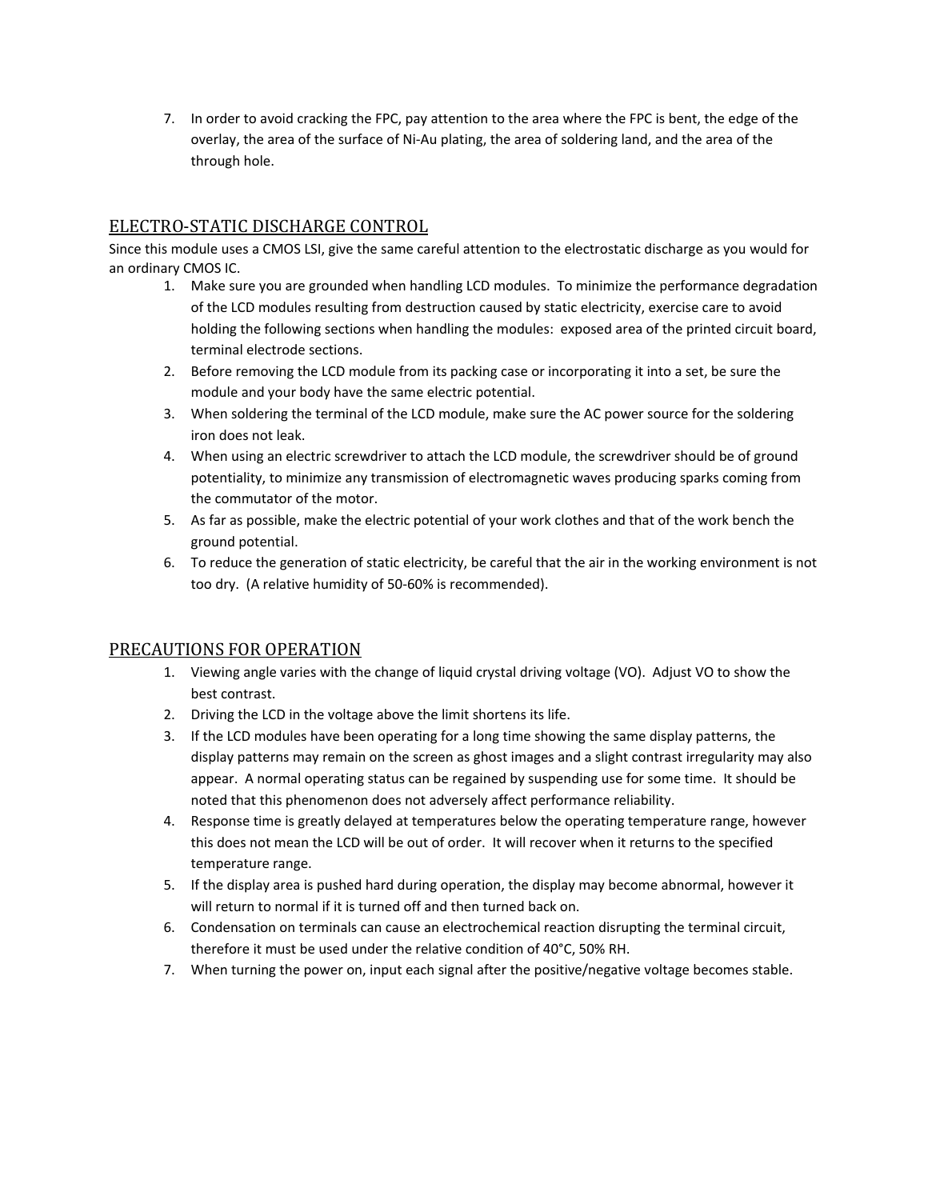7. In order to avoid cracking the FPC, pay attention to the area where the FPC is bent, the edge of the overlay, the area of the surface of Ni-Au plating, the area of soldering land, and the area of the through hole.

## ELECTRO-STATIC DISCHARGE CONTROL

Since this module uses a CMOS LSI, give the same careful attention to the electrostatic discharge as you would for an ordinary CMOS IC.

1. Make sure you are grounded when handling LCD modules. To minimize the performance degradation of the LCD modules resulting from destruction caused by static electricity, exercise care to avoid holding the following sections when handling the modules: exposed area of the printed circuit board, terminal electrode sections.
2. Before removing the LCD module from its packing case or incorporating it into a set, be sure the module and your body have the same electric potential.
3. When soldering the terminal of the LCD module, make sure the AC power source for the soldering iron does not leak.
4. When using an electric screwdriver to attach the LCD module, the screwdriver should be of ground potentiality, to minimize any transmission of electromagnetic waves producing sparks coming from the commutator of the motor.
5. As far as possible, make the electric potential of your work clothes and that of the work bench the ground potential.
6. To reduce the generation of static electricity, be careful that the air in the working environment is not too dry. (A relative humidity of 50-60% is recommended).

## PRECAUTIONS FOR OPERATION

1. Viewing angle varies with the change of liquid crystal driving voltage (VO). Adjust VO to show the best contrast.
2. Driving the LCD in the voltage above the limit shortens its life.
3. If the LCD modules have been operating for a long time showing the same display patterns, the display patterns may remain on the screen as ghost images and a slight contrast irregularity may also appear. A normal operating status can be regained by suspending use for some time. It should be noted that this phenomenon does not adversely affect performance reliability.
4. Response time is greatly delayed at temperatures below the operating temperature range, however this does not mean the LCD will be out of order. It will recover when it returns to the specified temperature range.
5. If the display area is pushed hard during operation, the display may become abnormal, however it will return to normal if it is turned off and then turned back on.
6. Condensation on terminals can cause an electrochemical reaction disrupting the terminal circuit, therefore it must be used under the relative condition of 40°C, 50% RH.
7. When turning the power on, input each signal after the positive/negative voltage becomes stable.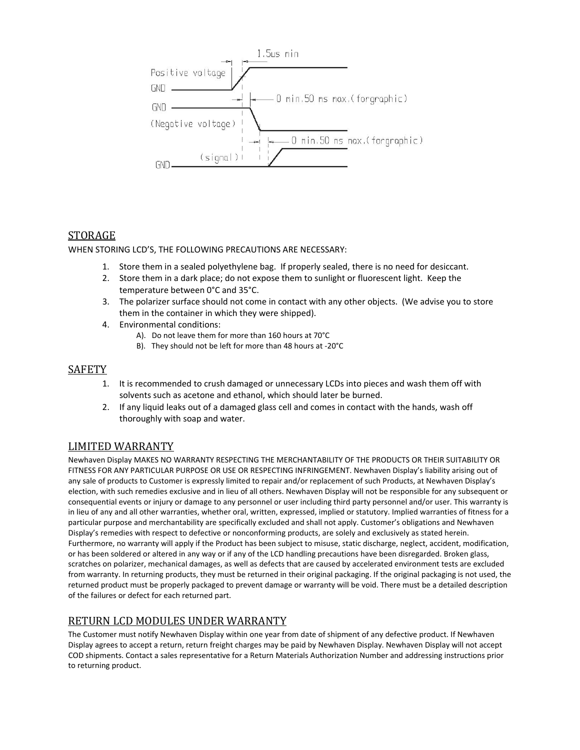1.5us min

Positive voltage

GND

0 min.50 ms max.(forgraphic)

GND

(Negative voltage)

0 min.50 ms max.(forgraphic)

(signal)

GND

## STORAGE

WHEN STORING LCD'S, THE FOLLOWING PRECAUTIONS ARE NECESSARY:

1. Store them in a sealed polyethylene bag. If properly sealed, there is no need for desiccant.
2. Store them in a dark place; do not expose them to sunlight or fluorescent light. Keep the temperature between 0°C and 35°C.
3. The polarizer surface should not come in contact with any other objects. (We advise you to store them in the container in which they were shipped).
4. Environmental conditions:
   - A). Do not leave them for more than 160 hours at 70°C
   - B). They should not be left for more than 48 hours at -20°C

## SAFETY

1. It is recommended to crush damaged or unnecessary LCDs into pieces and wash them off with solvents such as acetone and ethanol, which should later be burned.
2. If any liquid leaks out of a damaged glass cell and comes in contact with the hands, wash off thoroughly with soap and water.

## LIMITED WARRANTY

Newhaven Display MAKES NO WARRANTY RESPECTING THE MERCHANTABILITY OF THE PRODUCTS OR THEIR SUITABILITY OR FITNESS FOR ANY PARTICULAR PURPOSE OR USE OR RESPECTING INFRINGEMENT. Newhaven Display's liability arising out of any sale of products to Customer is expressly limited to repair and/or replacement of such Products, at Newhaven Display's election, with such remedies exclusive and in lieu of all others. Newhaven Display will not be responsible for any subsequent or consequential events or injury or damage to any personnel or user including third party personnel and/or user. This warranty is in lieu of any and all other warranties, whether oral, written, expressed, implied or statutory. Implied warranties of fitness for a particular purpose and merchantability are specifically excluded and shall not apply. Customer's obligations and Newhaven Display's remedies with respect to defective or nonconforming products, are solely and exclusively as stated herein. Furthermore, no warranty will apply if the Product has been subject to misuse, static discharge, neglect, accident, modification, or has been soldered or altered in any way or if any of the LCD handling precautions have been disregarded. Broken glass, scratches on polarizer, mechanical damages, as well as defects that are caused by accelerated environment tests are excluded from warranty. In returning products, they must be returned in their original packaging. If the original packaging is not used, the returned product must be properly packaged to prevent damage or warranty will be void. There must be a detailed description of the failures or defect for each returned part.

## RETURN LCD MODULES UNDER WARRANTY

The Customer must notify Newhaven Display within one year from date of shipment of any defective product. If Newhaven Display agrees to accept a return, return freight charges may be paid by Newhaven Display. Newhaven Display will not accept COD shipments. Contact a sales representative for a Return Materials Authorization Number and addressing instructions prior to returning product.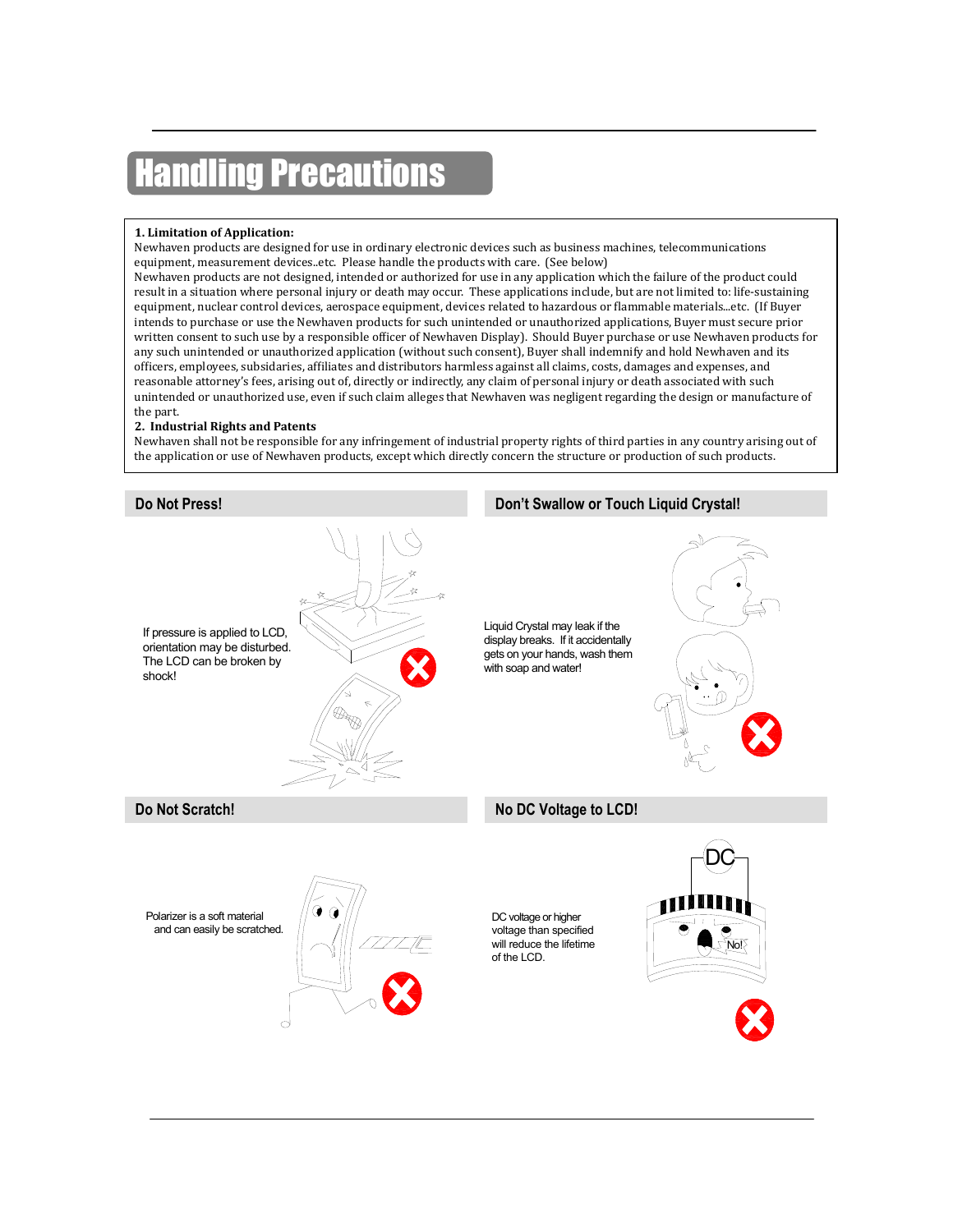# Handling Precautions

**1. Limitation of Application:**

Newhaven products are designed for use in ordinary electronic devices such as business machines, telecommunications equipment, measurement devices..etc. Please handle the products with care. (See below)

Newhaven products are not designed, intended or authorized for use in any application which the failure of the product could result in a situation where personal injury or death may occur. These applications include, but are not limited to: life-sustaining equipment, nuclear control devices, aerospace equipment, devices related to hazardous or flammable materials...etc. (If Buyer intends to purchase or use the Newhaven products for such unintended or unauthorized applications, Buyer must secure prior written consent to such use by a responsible officer of Newhaven Display). Should Buyer purchase or use Newhaven products for any such unintended or unauthorized application (without such consent), Buyer shall indemnify and hold Newhaven and its officers, employees, subsidaries, affiliates and distributors harmless against all claims, costs, damages and expenses, and reasonable attorney's fees, arising out of, directly or indirectly, any claim of personal injury or death associated with such unintended or unauthorized use, even if such claim alleges that Newhaven was negligent regarding the design or manufacture of the part.

**2. Industrial Rights and Patents**

Newhaven shall not be responsible for any infringement of industrial property rights of third parties in any country arising out of the application or use of Newhaven products, except which directly concern the structure or production of such products.

## Do Not Press!

If pressure is applied to LCD, orientation may be disturbed. The LCD can be broken by shock!

## Don't Swallow or Touch Liquid Crystal!

Liquid Crystal may leak if the display breaks. If it accidentally gets on your hands, wash them with soap and water!

## Do Not Scratch!

Polarizer is a soft material and can easily be scratched.

## No DC Voltage to LCD!

DC voltage or higher voltage than specified will reduce the lifetime of the LCD.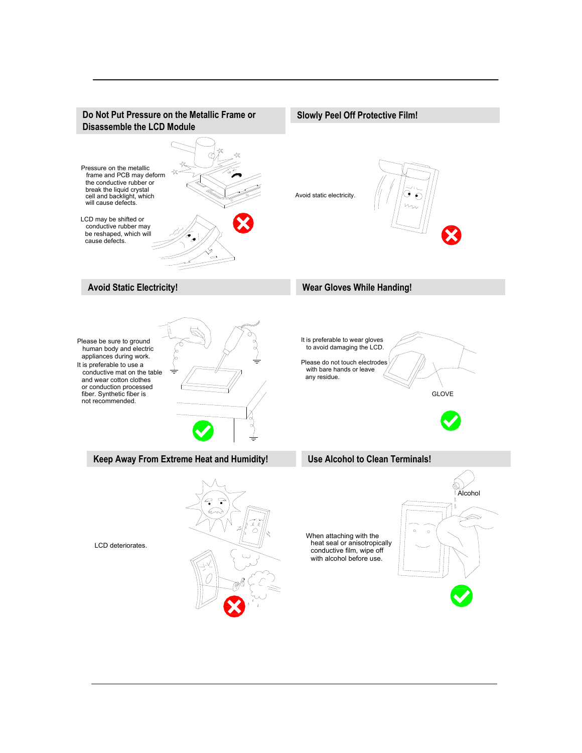## Do Not Put Pressure on the Metallic Frame or Disassemble the LCD Module

Pressure on the metallic frame and PCB may deform the conductive rubber or break the liquid crystal cell and backlight, which will cause defects.

LCD may be shifted or conductive rubber may be reshaped, which will cause defects.

## Slowly Peel Off Protective Film!

Avoid static electricity.

## Avoid Static Electricity!

Please be sure to ground human body and electric appliances during work.

It is preferable to use a conductive mat on the table and wear cotton clothes or conduction processed fiber. Synthetic fiber is not recommended.

## Wear Gloves While Handing!

It is preferable to wear gloves to avoid damaging the LCD.

Please do not touch electrodes with bare hands or leave any residue.

GLOVE

## Keep Away From Extreme Heat and Humidity!

LCD deteriorates.

## Use Alcohol to Clean Terminals!

Alcohol

When attaching with the heat seal or anisotropically conductive film, wipe off with alcohol before use.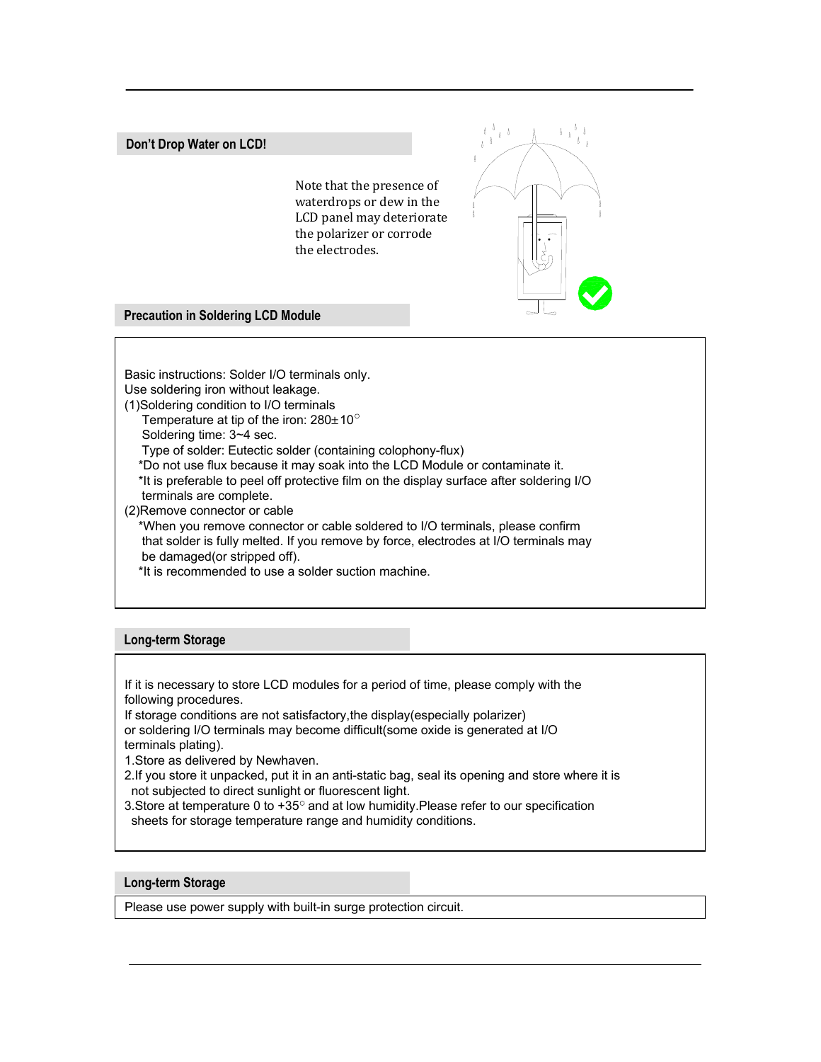## Don't Drop Water on LCD!

Note that the presence of waterdrops or dew in the LCD panel may deteriorate the polarizer or corrode the electrodes.

## Precaution in Soldering LCD Module

Basic instructions: Solder I/O terminals only.
Use soldering iron without leakage.
(1)Soldering condition to I/O terminals
  Temperature at tip of the iron: 280±10°
  Soldering time: 3~4 sec.
  Type of solder: Eutectic solder (containing colophony-flux)
 *Do not use flux because it may soak into the LCD Module or contaminate it.
 *It is preferable to peel off protective film on the display surface after soldering I/O terminals are complete.
(2)Remove connector or cable
 *When you remove connector or cable soldered to I/O terminals, please confirm that solder is fully melted. If you remove by force, electrodes at I/O terminals may be damaged(or stripped off).
 *It is recommended to use a solder suction machine.

## Long-term Storage

If it is necessary to store LCD modules for a period of time, please comply with the following procedures.
If storage conditions are not satisfactory,the display(especially polarizer) or soldering I/O terminals may become difficult(some oxide is generated at I/O terminals plating).
1.Store as delivered by Newhaven.
2.If you store it unpacked, put it in an anti-static bag, seal its opening and store where it is not subjected to direct sunlight or fluorescent light.
3.Store at temperature 0 to +35° and at low humidity.Please refer to our specification sheets for storage temperature range and humidity conditions.

## Long-term Storage

Please use power supply with built-in surge protection circuit.